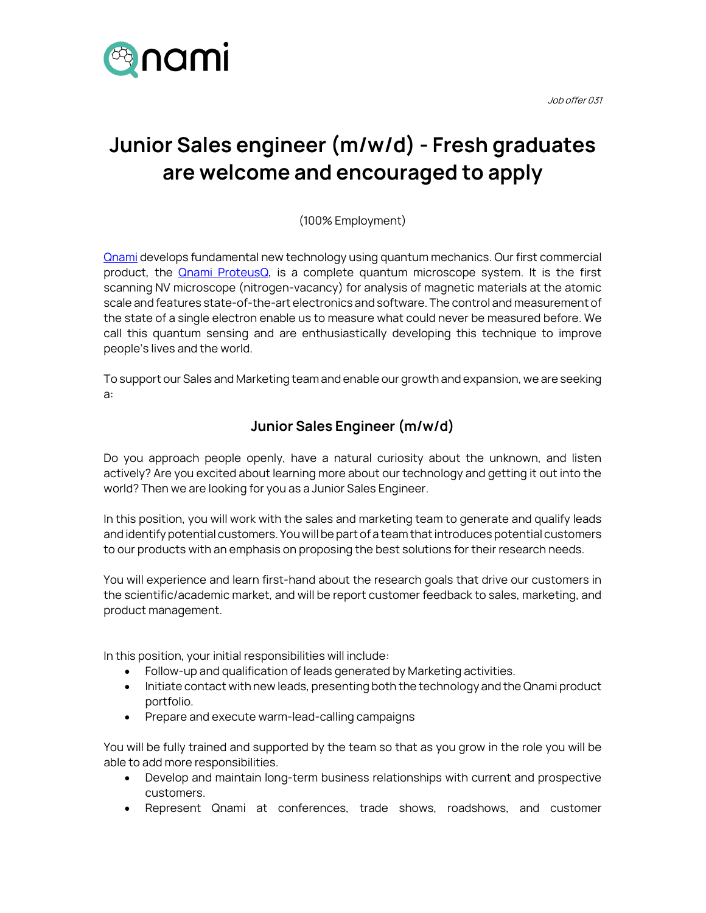*Job offer 031*

# Junior Sales engineer (m/w/d) - Fresh graduates are welcome and encouraged to apply

(100% Employment)

[Qnami](#) develops fundamental new technology using quantum mechanics. Our first commercial product, the [Qnami ProteusQ](#), is a complete quantum microscope system. It is the first scanning NV microscope (nitrogen-vacancy) for analysis of magnetic materials at the atomic scale and features state-of-the-art electronics and software. The control and measurement of the state of a single electron enable us to measure what could never be measured before. We call this quantum sensing and are enthusiastically developing this technique to improve people's lives and the world.

To support our Sales and Marketing team and enable our growth and expansion, we are seeking a:

## Junior Sales Engineer (m/w/d)

Do you approach people openly, have a natural curiosity about the unknown, and listen actively? Are you excited about learning more about our technology and getting it out into the world? Then we are looking for you as a Junior Sales Engineer.

In this position, you will work with the sales and marketing team to generate and qualify leads and identify potential customers. You will be part of a team that introduces potential customers to our products with an emphasis on proposing the best solutions for their research needs.

You will experience and learn first-hand about the research goals that drive our customers in the scientific/academic market, and will be report customer feedback to sales, marketing, and product management.

In this position, your initial responsibilities will include:

- Follow-up and qualification of leads generated by Marketing activities.
- Initiate contact with new leads, presenting both the technology and the Qnami product portfolio.
- Prepare and execute warm-lead-calling campaigns

You will be fully trained and supported by the team so that as you grow in the role you will be able to add more responsibilities.

- Develop and maintain long-term business relationships with current and prospective customers.
- Represent Qnami at conferences, trade shows, roadshows, and customer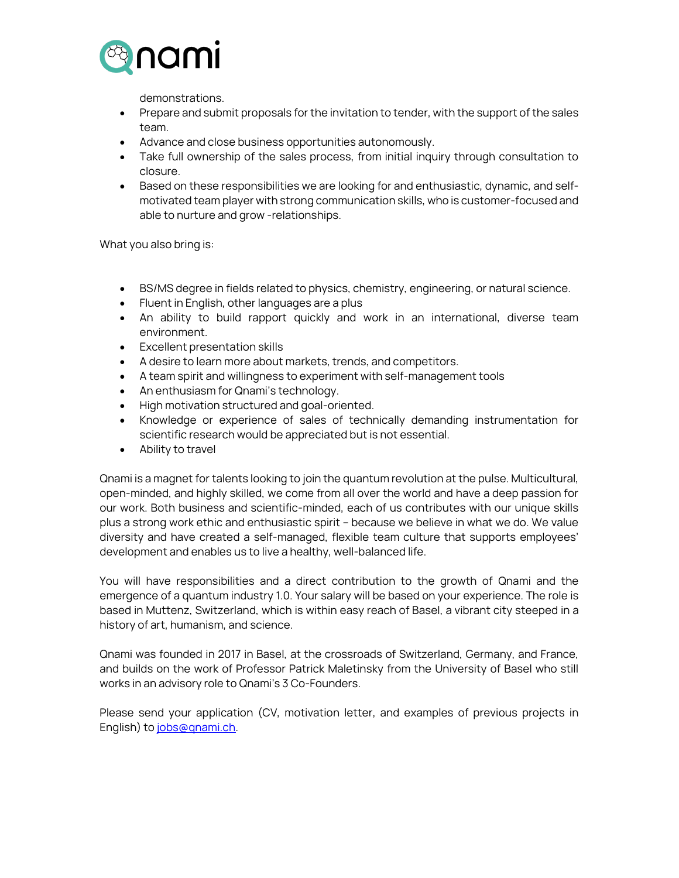demonstrations.

- Prepare and submit proposals for the invitation to tender, with the support of the sales team.
- Advance and close business opportunities autonomously.
- Take full ownership of the sales process, from initial inquiry through consultation to closure.
- Based on these responsibilities we are looking for and enthusiastic, dynamic, and self-motivated team player with strong communication skills, who is customer-focused and able to nurture and grow -relationships.

What you also bring is:

- BS/MS degree in fields related to physics, chemistry, engineering, or natural science.
- Fluent in English, other languages are a plus
- An ability to build rapport quickly and work in an international, diverse team environment.
- Excellent presentation skills
- A desire to learn more about markets, trends, and competitors.
- A team spirit and willingness to experiment with self-management tools
- An enthusiasm for Qnami's technology.
- High motivation structured and goal-oriented.
- Knowledge or experience of sales of technically demanding instrumentation for scientific research would be appreciated but is not essential.
- Ability to travel

Qnami is a magnet for talents looking to join the quantum revolution at the pulse. Multicultural, open-minded, and highly skilled, we come from all over the world and have a deep passion for our work. Both business and scientific-minded, each of us contributes with our unique skills plus a strong work ethic and enthusiastic spirit – because we believe in what we do. We value diversity and have created a self-managed, flexible team culture that supports employees' development and enables us to live a healthy, well-balanced life.

You will have responsibilities and a direct contribution to the growth of Qnami and the emergence of a quantum industry 1.0. Your salary will be based on your experience. The role is based in Muttenz, Switzerland, which is within easy reach of Basel, a vibrant city steeped in a history of art, humanism, and science.

Qnami was founded in 2017 in Basel, at the crossroads of Switzerland, Germany, and France, and builds on the work of Professor Patrick Maletinsky from the University of Basel who still works in an advisory role to Qnami's 3 Co-Founders.

Please send your application (CV, motivation letter, and examples of previous projects in English) to [jobs@qnami.ch](mailto:jobs@qnami.ch).